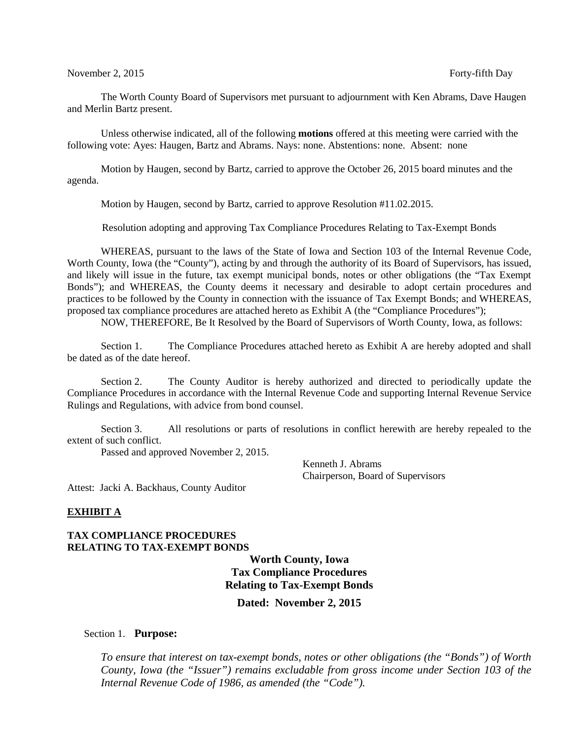November 2, 2015 Forty-fifth Day

The Worth County Board of Supervisors met pursuant to adjournment with Ken Abrams, Dave Haugen and Merlin Bartz present.

Unless otherwise indicated, all of the following **motions** offered at this meeting were carried with the following vote: Ayes: Haugen, Bartz and Abrams. Nays: none. Abstentions: none. Absent: none

Motion by Haugen, second by Bartz, carried to approve the October 26, 2015 board minutes and the agenda.

Motion by Haugen, second by Bartz, carried to approve Resolution #11.02.2015.

Resolution adopting and approving Tax Compliance Procedures Relating to Tax-Exempt Bonds

WHEREAS, pursuant to the laws of the State of Iowa and Section 103 of the Internal Revenue Code, Worth County, Iowa (the "County"), acting by and through the authority of its Board of Supervisors, has issued, and likely will issue in the future, tax exempt municipal bonds, notes or other obligations (the "Tax Exempt Bonds"); and WHEREAS, the County deems it necessary and desirable to adopt certain procedures and practices to be followed by the County in connection with the issuance of Tax Exempt Bonds; and WHEREAS, proposed tax compliance procedures are attached hereto as Exhibit A (the "Compliance Procedures");

NOW, THEREFORE, Be It Resolved by the Board of Supervisors of Worth County, Iowa, as follows:

Section 1. The Compliance Procedures attached hereto as Exhibit A are hereby adopted and shall be dated as of the date hereof.

Section 2. The County Auditor is hereby authorized and directed to periodically update the Compliance Procedures in accordance with the Internal Revenue Code and supporting Internal Revenue Service Rulings and Regulations, with advice from bond counsel.

Section 3. All resolutions or parts of resolutions in conflict herewith are hereby repealed to the extent of such conflict.

Passed and approved November 2, 2015.

Kenneth J. Abrams
Chairperson, Board of Supervisors

Attest: Jacki A. Backhaus, County Auditor

**EXHIBIT A**

**TAX COMPLIANCE PROCEDURES
RELATING TO TAX-EXEMPT BONDS**

**Worth County, Iowa
Tax Compliance Procedures
Relating to Tax-Exempt Bonds**

**Dated: November 2, 2015**

Section 1. **Purpose:**

*To ensure that interest on tax-exempt bonds, notes or other obligations (the "Bonds") of Worth County, Iowa (the "Issuer") remains excludable from gross income under Section 103 of the Internal Revenue Code of 1986, as amended (the "Code").*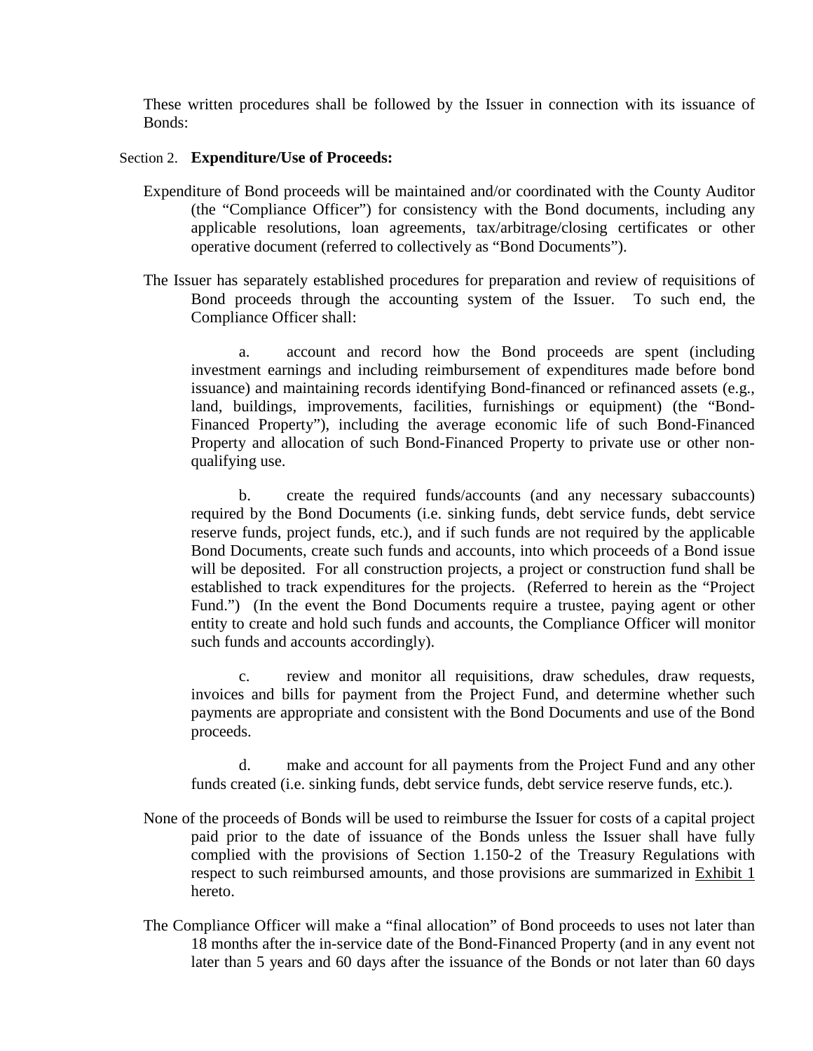These written procedures shall be followed by the Issuer in connection with its issuance of Bonds:

Section 2. **Expenditure/Use of Proceeds:**

Expenditure of Bond proceeds will be maintained and/or coordinated with the County Auditor (the "Compliance Officer") for consistency with the Bond documents, including any applicable resolutions, loan agreements, tax/arbitrage/closing certificates or other operative document (referred to collectively as "Bond Documents").

The Issuer has separately established procedures for preparation and review of requisitions of Bond proceeds through the accounting system of the Issuer. To such end, the Compliance Officer shall:

a. account and record how the Bond proceeds are spent (including investment earnings and including reimbursement of expenditures made before bond issuance) and maintaining records identifying Bond-financed or refinanced assets (e.g., land, buildings, improvements, facilities, furnishings or equipment) (the "Bond-Financed Property"), including the average economic life of such Bond-Financed Property and allocation of such Bond-Financed Property to private use or other non-qualifying use.

b. create the required funds/accounts (and any necessary subaccounts) required by the Bond Documents (i.e. sinking funds, debt service funds, debt service reserve funds, project funds, etc.), and if such funds are not required by the applicable Bond Documents, create such funds and accounts, into which proceeds of a Bond issue will be deposited. For all construction projects, a project or construction fund shall be established to track expenditures for the projects. (Referred to herein as the "Project Fund.") (In the event the Bond Documents require a trustee, paying agent or other entity to create and hold such funds and accounts, the Compliance Officer will monitor such funds and accounts accordingly).

c. review and monitor all requisitions, draw schedules, draw requests, invoices and bills for payment from the Project Fund, and determine whether such payments are appropriate and consistent with the Bond Documents and use of the Bond proceeds.

d. make and account for all payments from the Project Fund and any other funds created (i.e. sinking funds, debt service funds, debt service reserve funds, etc.).

None of the proceeds of Bonds will be used to reimburse the Issuer for costs of a capital project paid prior to the date of issuance of the Bonds unless the Issuer shall have fully complied with the provisions of Section 1.150-2 of the Treasury Regulations with respect to such reimbursed amounts, and those provisions are summarized in Exhibit 1 hereto.

The Compliance Officer will make a "final allocation" of Bond proceeds to uses not later than 18 months after the in-service date of the Bond-Financed Property (and in any event not later than 5 years and 60 days after the issuance of the Bonds or not later than 60 days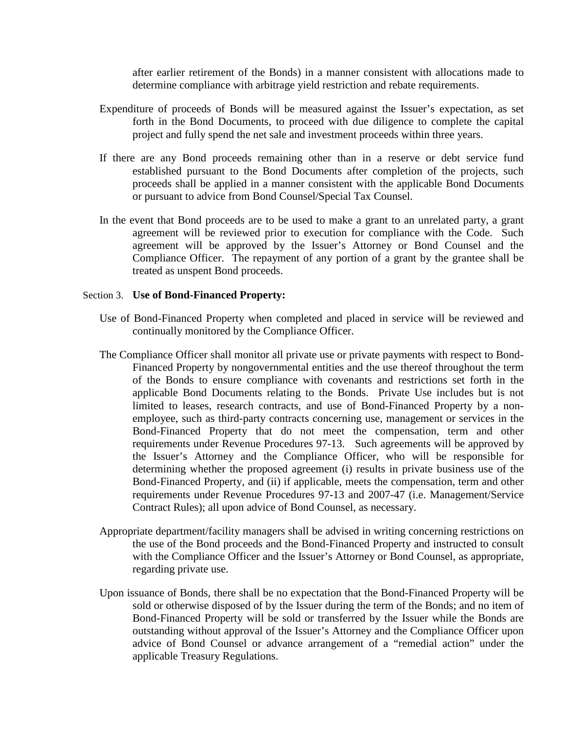after earlier retirement of the Bonds) in a manner consistent with allocations made to determine compliance with arbitrage yield restriction and rebate requirements.

Expenditure of proceeds of Bonds will be measured against the Issuer's expectation, as set forth in the Bond Documents, to proceed with due diligence to complete the capital project and fully spend the net sale and investment proceeds within three years.

If there are any Bond proceeds remaining other than in a reserve or debt service fund established pursuant to the Bond Documents after completion of the projects, such proceeds shall be applied in a manner consistent with the applicable Bond Documents or pursuant to advice from Bond Counsel/Special Tax Counsel.

In the event that Bond proceeds are to be used to make a grant to an unrelated party, a grant agreement will be reviewed prior to execution for compliance with the Code. Such agreement will be approved by the Issuer's Attorney or Bond Counsel and the Compliance Officer. The repayment of any portion of a grant by the grantee shall be treated as unspent Bond proceeds.

Section 3. **Use of Bond-Financed Property:**

Use of Bond-Financed Property when completed and placed in service will be reviewed and continually monitored by the Compliance Officer.

The Compliance Officer shall monitor all private use or private payments with respect to Bond-Financed Property by nongovernmental entities and the use thereof throughout the term of the Bonds to ensure compliance with covenants and restrictions set forth in the applicable Bond Documents relating to the Bonds. Private Use includes but is not limited to leases, research contracts, and use of Bond-Financed Property by a non-employee, such as third-party contracts concerning use, management or services in the Bond-Financed Property that do not meet the compensation, term and other requirements under Revenue Procedures 97-13. Such agreements will be approved by the Issuer's Attorney and the Compliance Officer, who will be responsible for determining whether the proposed agreement (i) results in private business use of the Bond-Financed Property, and (ii) if applicable, meets the compensation, term and other requirements under Revenue Procedures 97-13 and 2007-47 (i.e. Management/Service Contract Rules); all upon advice of Bond Counsel, as necessary.

Appropriate department/facility managers shall be advised in writing concerning restrictions on the use of the Bond proceeds and the Bond-Financed Property and instructed to consult with the Compliance Officer and the Issuer's Attorney or Bond Counsel, as appropriate, regarding private use.

Upon issuance of Bonds, there shall be no expectation that the Bond-Financed Property will be sold or otherwise disposed of by the Issuer during the term of the Bonds; and no item of Bond-Financed Property will be sold or transferred by the Issuer while the Bonds are outstanding without approval of the Issuer's Attorney and the Compliance Officer upon advice of Bond Counsel or advance arrangement of a "remedial action" under the applicable Treasury Regulations.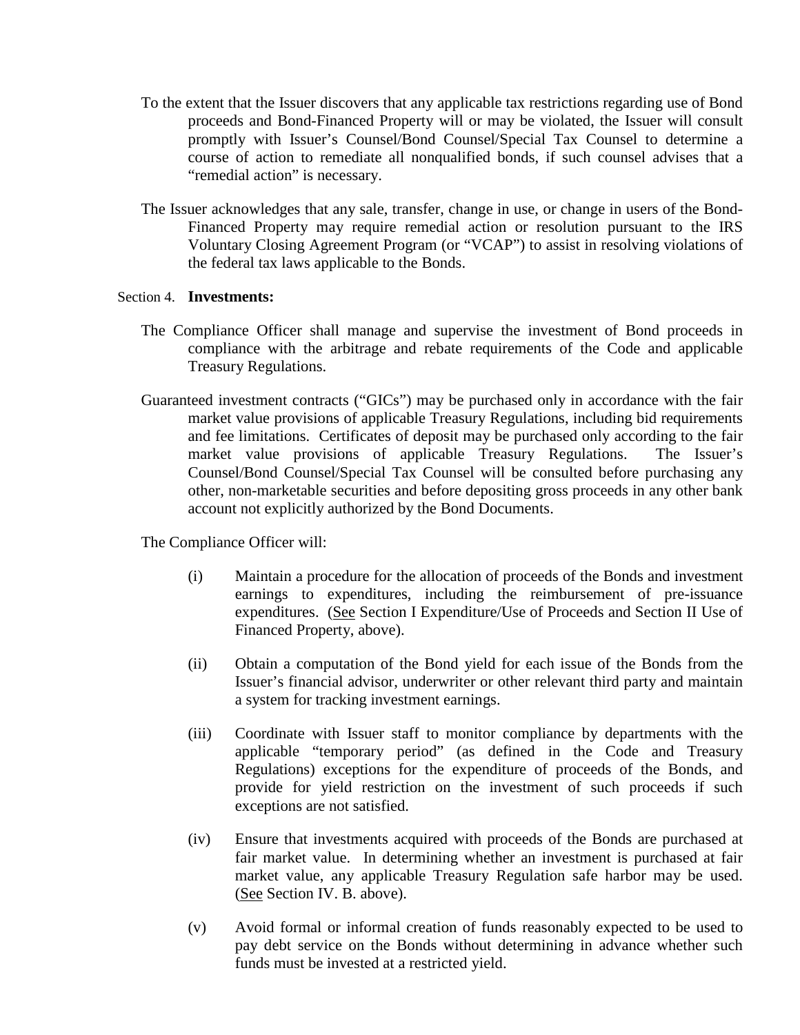To the extent that the Issuer discovers that any applicable tax restrictions regarding use of Bond proceeds and Bond-Financed Property will or may be violated, the Issuer will consult promptly with Issuer's Counsel/Bond Counsel/Special Tax Counsel to determine a course of action to remediate all nonqualified bonds, if such counsel advises that a "remedial action" is necessary.

The Issuer acknowledges that any sale, transfer, change in use, or change in users of the Bond-Financed Property may require remedial action or resolution pursuant to the IRS Voluntary Closing Agreement Program (or "VCAP") to assist in resolving violations of the federal tax laws applicable to the Bonds.

Section 4. **Investments:**

The Compliance Officer shall manage and supervise the investment of Bond proceeds in compliance with the arbitrage and rebate requirements of the Code and applicable Treasury Regulations.

Guaranteed investment contracts ("GICs") may be purchased only in accordance with the fair market value provisions of applicable Treasury Regulations, including bid requirements and fee limitations. Certificates of deposit may be purchased only according to the fair market value provisions of applicable Treasury Regulations. The Issuer's Counsel/Bond Counsel/Special Tax Counsel will be consulted before purchasing any other, non-marketable securities and before depositing gross proceeds in any other bank account not explicitly authorized by the Bond Documents.

The Compliance Officer will:

(i) Maintain a procedure for the allocation of proceeds of the Bonds and investment earnings to expenditures, including the reimbursement of pre-issuance expenditures. (See Section I Expenditure/Use of Proceeds and Section II Use of Financed Property, above).

(ii) Obtain a computation of the Bond yield for each issue of the Bonds from the Issuer's financial advisor, underwriter or other relevant third party and maintain a system for tracking investment earnings.

(iii) Coordinate with Issuer staff to monitor compliance by departments with the applicable "temporary period" (as defined in the Code and Treasury Regulations) exceptions for the expenditure of proceeds of the Bonds, and provide for yield restriction on the investment of such proceeds if such exceptions are not satisfied.

(iv) Ensure that investments acquired with proceeds of the Bonds are purchased at fair market value. In determining whether an investment is purchased at fair market value, any applicable Treasury Regulation safe harbor may be used. (See Section IV. B. above).

(v) Avoid formal or informal creation of funds reasonably expected to be used to pay debt service on the Bonds without determining in advance whether such funds must be invested at a restricted yield.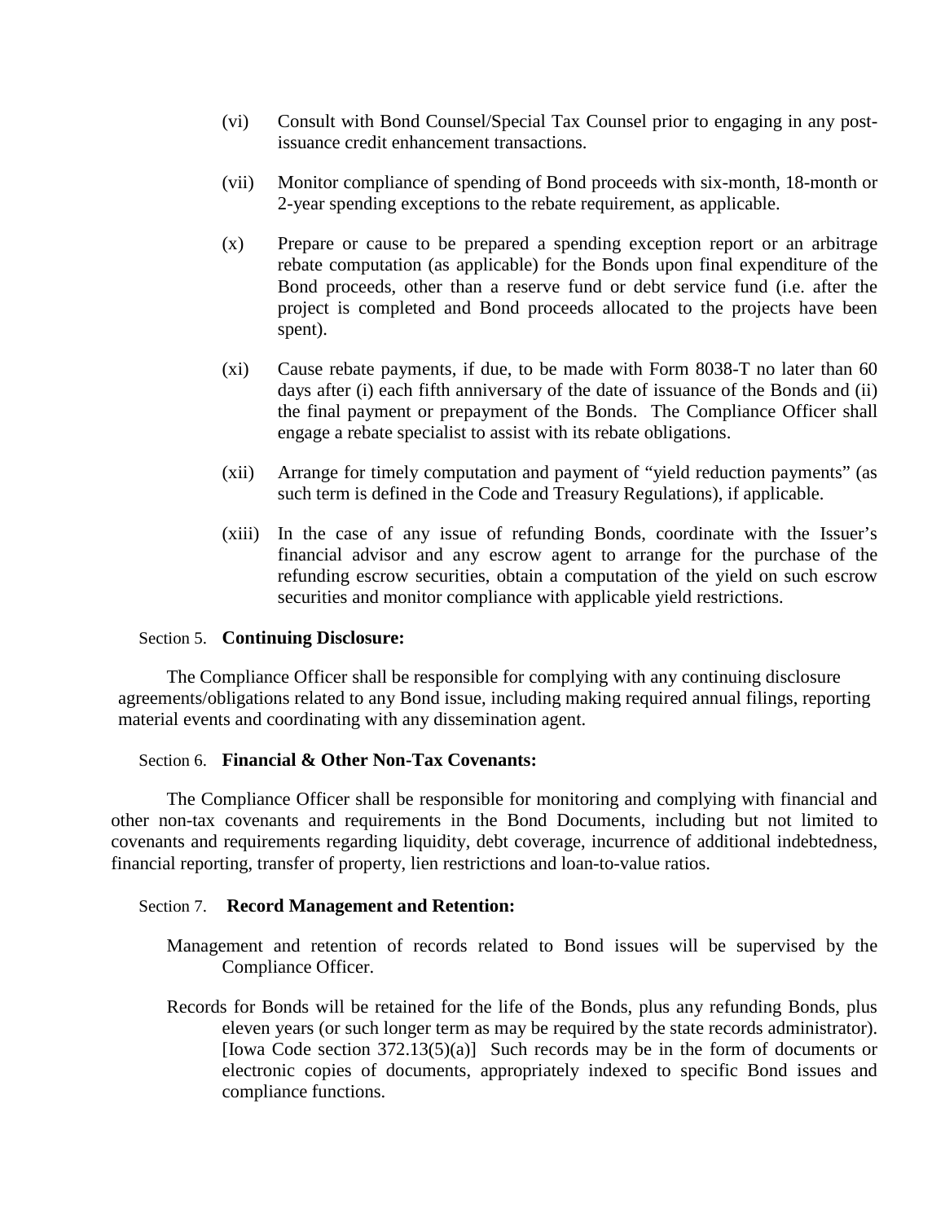(vi) Consult with Bond Counsel/Special Tax Counsel prior to engaging in any post-issuance credit enhancement transactions.

(vii) Monitor compliance of spending of Bond proceeds with six-month, 18-month or 2-year spending exceptions to the rebate requirement, as applicable.

(x) Prepare or cause to be prepared a spending exception report or an arbitrage rebate computation (as applicable) for the Bonds upon final expenditure of the Bond proceeds, other than a reserve fund or debt service fund (i.e. after the project is completed and Bond proceeds allocated to the projects have been spent).

(xi) Cause rebate payments, if due, to be made with Form 8038-T no later than 60 days after (i) each fifth anniversary of the date of issuance of the Bonds and (ii) the final payment or prepayment of the Bonds. The Compliance Officer shall engage a rebate specialist to assist with its rebate obligations.

(xii) Arrange for timely computation and payment of "yield reduction payments" (as such term is defined in the Code and Treasury Regulations), if applicable.

(xiii) In the case of any issue of refunding Bonds, coordinate with the Issuer's financial advisor and any escrow agent to arrange for the purchase of the refunding escrow securities, obtain a computation of the yield on such escrow securities and monitor compliance with applicable yield restrictions.

Section 5. **Continuing Disclosure:**

The Compliance Officer shall be responsible for complying with any continuing disclosure agreements/obligations related to any Bond issue, including making required annual filings, reporting material events and coordinating with any dissemination agent.

Section 6. **Financial & Other Non-Tax Covenants:**

The Compliance Officer shall be responsible for monitoring and complying with financial and other non-tax covenants and requirements in the Bond Documents, including but not limited to covenants and requirements regarding liquidity, debt coverage, incurrence of additional indebtedness, financial reporting, transfer of property, lien restrictions and loan-to-value ratios.

Section 7. **Record Management and Retention:**

Management and retention of records related to Bond issues will be supervised by the Compliance Officer.

Records for Bonds will be retained for the life of the Bonds, plus any refunding Bonds, plus eleven years (or such longer term as may be required by the state records administrator). [Iowa Code section 372.13(5)(a)] Such records may be in the form of documents or electronic copies of documents, appropriately indexed to specific Bond issues and compliance functions.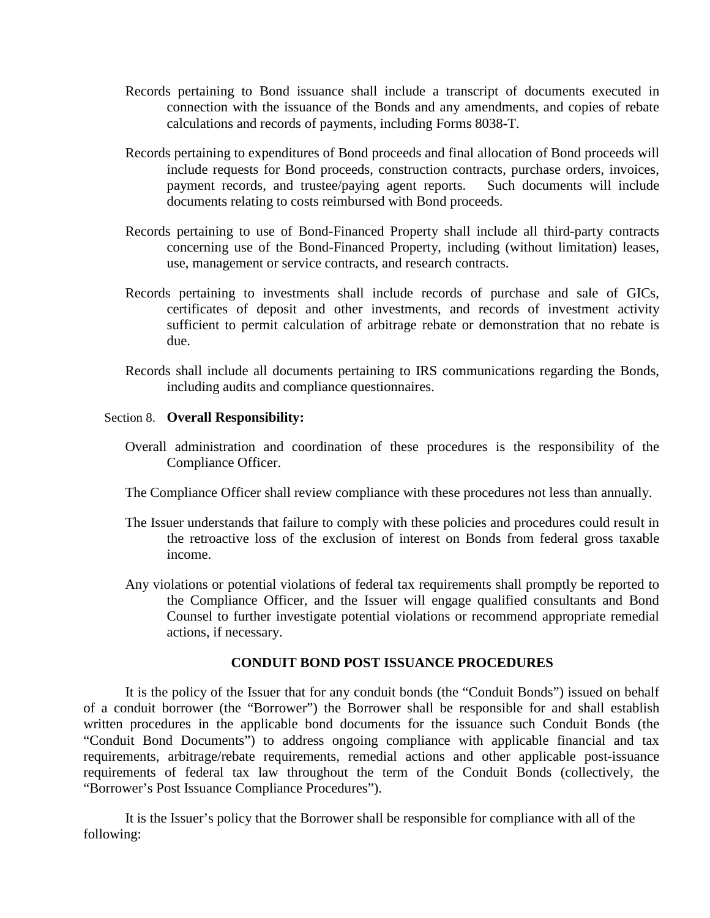Records pertaining to Bond issuance shall include a transcript of documents executed in connection with the issuance of the Bonds and any amendments, and copies of rebate calculations and records of payments, including Forms 8038-T.

Records pertaining to expenditures of Bond proceeds and final allocation of Bond proceeds will include requests for Bond proceeds, construction contracts, purchase orders, invoices, payment records, and trustee/paying agent reports. Such documents will include documents relating to costs reimbursed with Bond proceeds.

Records pertaining to use of Bond-Financed Property shall include all third-party contracts concerning use of the Bond-Financed Property, including (without limitation) leases, use, management or service contracts, and research contracts.

Records pertaining to investments shall include records of purchase and sale of GICs, certificates of deposit and other investments, and records of investment activity sufficient to permit calculation of arbitrage rebate or demonstration that no rebate is due.

Records shall include all documents pertaining to IRS communications regarding the Bonds, including audits and compliance questionnaires.

Section 8. **Overall Responsibility:**

Overall administration and coordination of these procedures is the responsibility of the Compliance Officer.

The Compliance Officer shall review compliance with these procedures not less than annually.

The Issuer understands that failure to comply with these policies and procedures could result in the retroactive loss of the exclusion of interest on Bonds from federal gross taxable income.

Any violations or potential violations of federal tax requirements shall promptly be reported to the Compliance Officer, and the Issuer will engage qualified consultants and Bond Counsel to further investigate potential violations or recommend appropriate remedial actions, if necessary.

## CONDUIT BOND POST ISSUANCE PROCEDURES

It is the policy of the Issuer that for any conduit bonds (the "Conduit Bonds") issued on behalf of a conduit borrower (the "Borrower") the Borrower shall be responsible for and shall establish written procedures in the applicable bond documents for the issuance such Conduit Bonds (the "Conduit Bond Documents") to address ongoing compliance with applicable financial and tax requirements, arbitrage/rebate requirements, remedial actions and other applicable post-issuance requirements of federal tax law throughout the term of the Conduit Bonds (collectively, the "Borrower's Post Issuance Compliance Procedures").

It is the Issuer's policy that the Borrower shall be responsible for compliance with all of the following: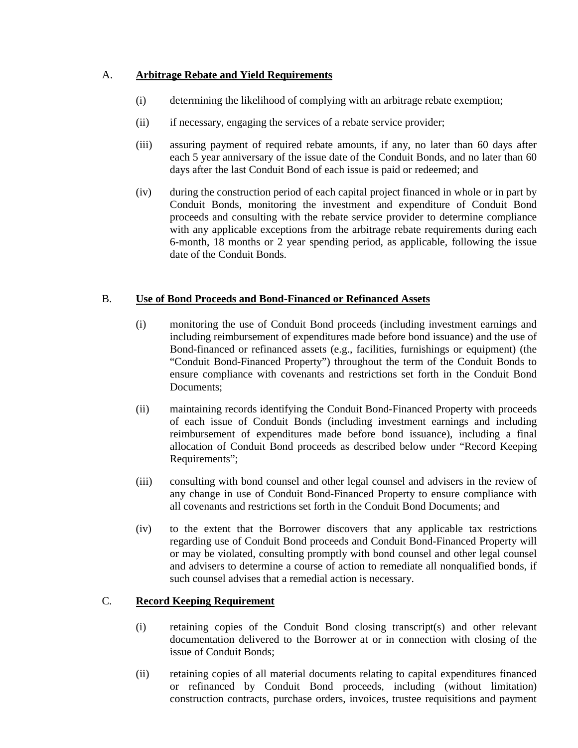A. **<u>Arbitrage Rebate and Yield Requirements</u>**

(i) determining the likelihood of complying with an arbitrage rebate exemption;

(ii) if necessary, engaging the services of a rebate service provider;

(iii) assuring payment of required rebate amounts, if any, no later than 60 days after each 5 year anniversary of the issue date of the Conduit Bonds, and no later than 60 days after the last Conduit Bond of each issue is paid or redeemed; and

(iv) during the construction period of each capital project financed in whole or in part by Conduit Bonds, monitoring the investment and expenditure of Conduit Bond proceeds and consulting with the rebate service provider to determine compliance with any applicable exceptions from the arbitrage rebate requirements during each 6-month, 18 months or 2 year spending period, as applicable, following the issue date of the Conduit Bonds.

B. **<u>Use of Bond Proceeds and Bond-Financed or Refinanced Assets</u>**

(i) monitoring the use of Conduit Bond proceeds (including investment earnings and including reimbursement of expenditures made before bond issuance) and the use of Bond-financed or refinanced assets (e.g., facilities, furnishings or equipment) (the "Conduit Bond-Financed Property") throughout the term of the Conduit Bonds to ensure compliance with covenants and restrictions set forth in the Conduit Bond Documents;

(ii) maintaining records identifying the Conduit Bond-Financed Property with proceeds of each issue of Conduit Bonds (including investment earnings and including reimbursement of expenditures made before bond issuance), including a final allocation of Conduit Bond proceeds as described below under "Record Keeping Requirements";

(iii) consulting with bond counsel and other legal counsel and advisers in the review of any change in use of Conduit Bond-Financed Property to ensure compliance with all covenants and restrictions set forth in the Conduit Bond Documents; and

(iv) to the extent that the Borrower discovers that any applicable tax restrictions regarding use of Conduit Bond proceeds and Conduit Bond-Financed Property will or may be violated, consulting promptly with bond counsel and other legal counsel and advisers to determine a course of action to remediate all nonqualified bonds, if such counsel advises that a remedial action is necessary.

C. **<u>Record Keeping Requirement</u>**

(i) retaining copies of the Conduit Bond closing transcript(s) and other relevant documentation delivered to the Borrower at or in connection with closing of the issue of Conduit Bonds;

(ii) retaining copies of all material documents relating to capital expenditures financed or refinanced by Conduit Bond proceeds, including (without limitation) construction contracts, purchase orders, invoices, trustee requisitions and payment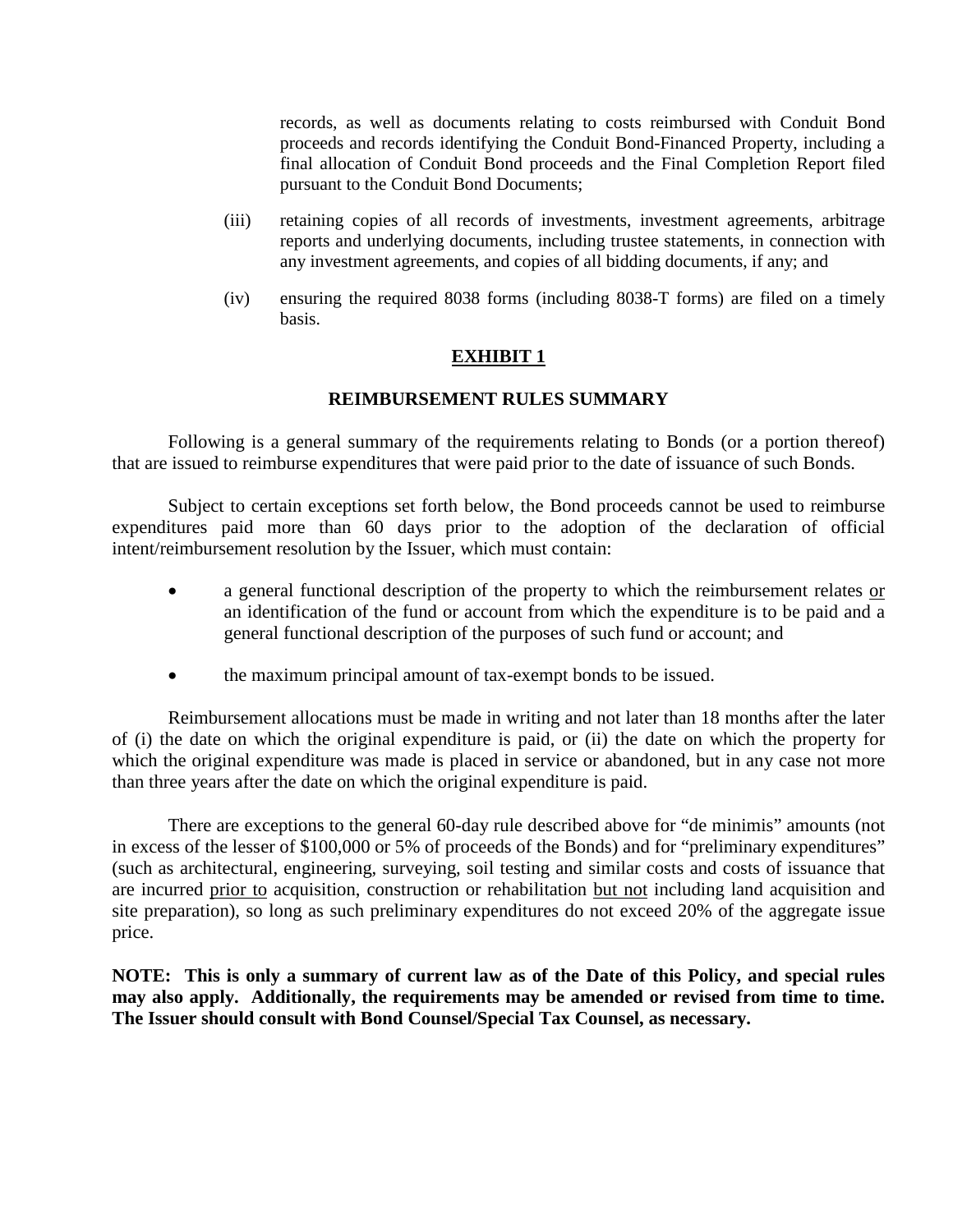records, as well as documents relating to costs reimbursed with Conduit Bond proceeds and records identifying the Conduit Bond-Financed Property, including a final allocation of Conduit Bond proceeds and the Final Completion Report filed pursuant to the Conduit Bond Documents;

(iii) retaining copies of all records of investments, investment agreements, arbitrage reports and underlying documents, including trustee statements, in connection with any investment agreements, and copies of all bidding documents, if any; and

(iv) ensuring the required 8038 forms (including 8038-T forms) are filed on a timely basis.

## EXHIBIT 1

### REIMBURSEMENT RULES SUMMARY

Following is a general summary of the requirements relating to Bonds (or a portion thereof) that are issued to reimburse expenditures that were paid prior to the date of issuance of such Bonds.

Subject to certain exceptions set forth below, the Bond proceeds cannot be used to reimburse expenditures paid more than 60 days prior to the adoption of the declaration of official intent/reimbursement resolution by the Issuer, which must contain:

- a general functional description of the property to which the reimbursement relates or an identification of the fund or account from which the expenditure is to be paid and a general functional description of the purposes of such fund or account; and
- the maximum principal amount of tax-exempt bonds to be issued.

Reimbursement allocations must be made in writing and not later than 18 months after the later of (i) the date on which the original expenditure is paid, or (ii) the date on which the property for which the original expenditure was made is placed in service or abandoned, but in any case not more than three years after the date on which the original expenditure is paid.

There are exceptions to the general 60-day rule described above for "de minimis" amounts (not in excess of the lesser of $100,000 or 5% of proceeds of the Bonds) and for "preliminary expenditures" (such as architectural, engineering, surveying, soil testing and similar costs and costs of issuance that are incurred prior to acquisition, construction or rehabilitation but not including land acquisition and site preparation), so long as such preliminary expenditures do not exceed 20% of the aggregate issue price.

**NOTE: This is only a summary of current law as of the Date of this Policy, and special rules may also apply. Additionally, the requirements may be amended or revised from time to time. The Issuer should consult with Bond Counsel/Special Tax Counsel, as necessary.**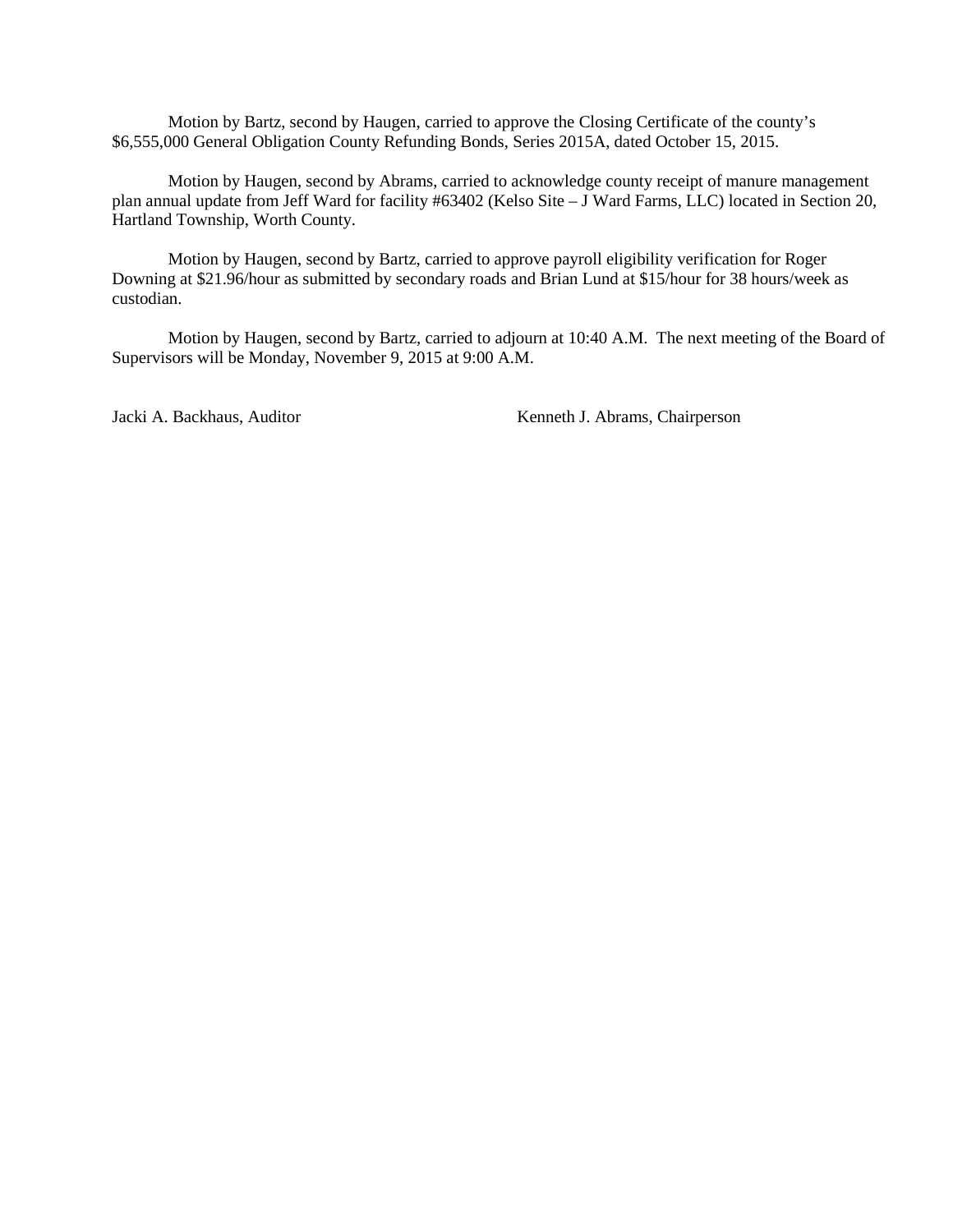Motion by Bartz, second by Haugen, carried to approve the Closing Certificate of the county's $6,555,000 General Obligation County Refunding Bonds, Series 2015A, dated October 15, 2015.

Motion by Haugen, second by Abrams, carried to acknowledge county receipt of manure management plan annual update from Jeff Ward for facility #63402 (Kelso Site – J Ward Farms, LLC) located in Section 20, Hartland Township, Worth County.

Motion by Haugen, second by Bartz, carried to approve payroll eligibility verification for Roger Downing at $21.96/hour as submitted by secondary roads and Brian Lund at $15/hour for 38 hours/week as custodian.

Motion by Haugen, second by Bartz, carried to adjourn at 10:40 A.M. The next meeting of the Board of Supervisors will be Monday, November 9, 2015 at 9:00 A.M.

Jacki A. Backhaus, Auditor

Kenneth J. Abrams, Chairperson